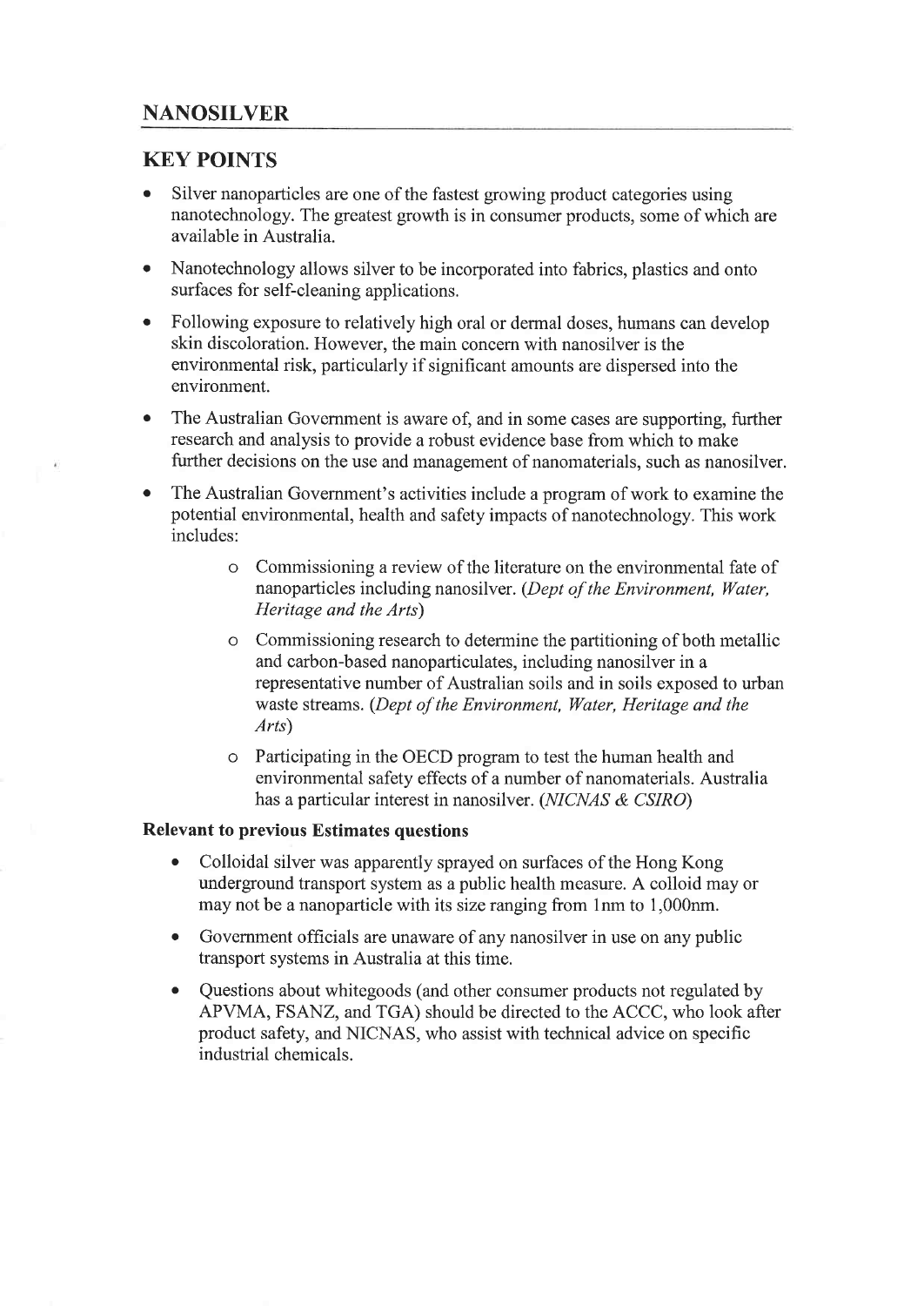# NANOSILVER

## KEY POINTS

- Silver nanoparticles are one of the fastest growing product categories using nanotechnology. The greatest growth is in consumer products, some of which are available in Australia.
- Nanotechnology allows silver to be incorporated into fabrics, plastics and onto surfaces for self-cleaning applications.
- Following exposure to relatively high oral or dermal doses, humans can develop skin discoloration. However, the main concern with nanosilver is the environmental risk, particularly if significant amounts are dispersed into the environment.
- The Australian Government is aware of, and in some cases are supporting, further research and analysis to provide a robust evidence base from which to make further decisions on the use and management of nanomaterials, such as nanosilver.
- The Australian Government's activities include a program of work to examine the potential environmental, health and safety impacts of nanotechnology. This work includes:
    - Commissioning a review of the literature on the environmental fate of nanoparticles including nanosilver. *(Dept of the Environment, Water, Heritage and the Arts)*
    - Commissioning research to determine the partitioning of both metallic and carbon-based nanoparticulates, including nanosilver in a representative number of Australian soils and in soils exposed to urban waste streams. *(Dept of the Environment, Water, Heritage and the Arts)*
    - Participating in the OECD program to test the human health and environmental safety effects of a number of nanomaterials. Australia has a particular interest in nanosilver. *(NICNAS & CSIRO)*

**Relevant to previous Estimates questions**

- Colloidal silver was apparently sprayed on surfaces of the Hong Kong underground transport system as a public health measure. A colloid may or may not be a nanoparticle with its size ranging from 1nm to 1,000nm.
- Government officials are unaware of any nanosilver in use on any public transport systems in Australia at this time.
- Questions about whitegoods (and other consumer products not regulated by APVMA, FSANZ, and TGA) should be directed to the ACCC, who look after product safety, and NICNAS, who assist with technical advice on specific industrial chemicals.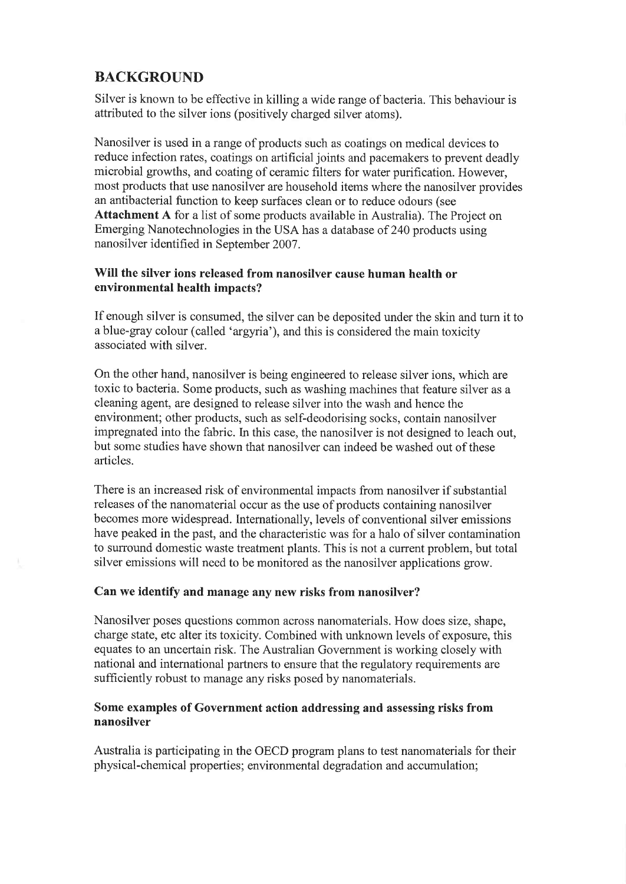## BACKGROUND

Silver is known to be effective in killing a wide range of bacteria. This behaviour is attributed to the silver ions (positively charged silver atoms).

Nanosilver is used in a range of products such as coatings on medical devices to reduce infection rates, coatings on artificial joints and pacemakers to prevent deadly microbial growths, and coating of ceramic filters for water purification. However, most products that use nanosilver are household items where the nanosilver provides an antibacterial function to keep surfaces clean or to reduce odours (see **Attachment A** for a list of some products available in Australia). The Project on Emerging Nanotechnologies in the USA has a database of 240 products using nanosilver identified in September 2007.

### Will the silver ions released from nanosilver cause human health or environmental health impacts?

If enough silver is consumed, the silver can be deposited under the skin and turn it to a blue-gray colour (called 'argyria'), and this is considered the main toxicity associated with silver.

On the other hand, nanosilver is being engineered to release silver ions, which are toxic to bacteria. Some products, such as washing machines that feature silver as a cleaning agent, are designed to release silver into the wash and hence the environment; other products, such as self-deodorising socks, contain nanosilver impregnated into the fabric. In this case, the nanosilver is not designed to leach out, but some studies have shown that nanosilver can indeed be washed out of these articles.

There is an increased risk of environmental impacts from nanosilver if substantial releases of the nanomaterial occur as the use of products containing nanosilver becomes more widespread. Internationally, levels of conventional silver emissions have peaked in the past, and the characteristic was for a halo of silver contamination to surround domestic waste treatment plants. This is not a current problem, but total silver emissions will need to be monitored as the nanosilver applications grow.

### Can we identify and manage any new risks from nanosilver?

Nanosilver poses questions common across nanomaterials. How does size, shape, charge state, etc alter its toxicity. Combined with unknown levels of exposure, this equates to an uncertain risk. The Australian Government is working closely with national and international partners to ensure that the regulatory requirements are sufficiently robust to manage any risks posed by nanomaterials.

### Some examples of Government action addressing and assessing risks from nanosilver

Australia is participating in the OECD program plans to test nanomaterials for their physical-chemical properties; environmental degradation and accumulation;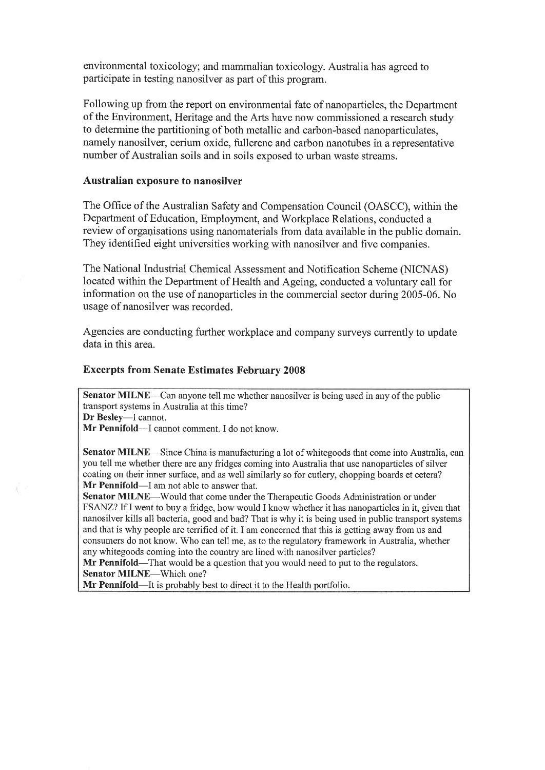environmental toxicology; and mammalian toxicology. Australia has agreed to participate in testing nanosilver as part of this program.

Following up from the report on environmental fate of nanoparticles, the Department of the Environment, Heritage and the Arts have now commissioned a research study to determine the partitioning of both metallic and carbon-based nanoparticulates, namely nanosilver, cerium oxide, fullerene and carbon nanotubes in a representative number of Australian soils and in soils exposed to urban waste streams.

**Australian exposure to nanosilver**

The Office of the Australian Safety and Compensation Council (OASCC), within the Department of Education, Employment, and Workplace Relations, conducted a review of organisations using nanomaterials from data available in the public domain. They identified eight universities working with nanosilver and five companies.

The National Industrial Chemical Assessment and Notification Scheme (NICNAS) located within the Department of Health and Ageing, conducted a voluntary call for information on the use of nanoparticles in the commercial sector during 2005-06. No usage of nanosilver was recorded.

Agencies are conducting further workplace and company surveys currently to update data in this area.

**Excerpts from Senate Estimates February 2008**

**Senator MILNE**—Can anyone tell me whether nanosilver is being used in any of the public transport systems in Australia at this time?
**Dr Besley**—I cannot.
**Mr Pennifold**—I cannot comment. I do not know.

**Senator MILNE**—Since China is manufacturing a lot of whitegoods that come into Australia, can you tell me whether there are any fridges coming into Australia that use nanoparticles of silver coating on their inner surface, and as well similarly so for cutlery, chopping boards et cetera?
**Mr Pennifold**—I am not able to answer that.
**Senator MILNE**—Would that come under the Therapeutic Goods Administration or under FSANZ? If I went to buy a fridge, how would I know whether it has nanoparticles in it, given that nanosilver kills all bacteria, good and bad? That is why it is being used in public transport systems and that is why people are terrified of it. I am concerned that this is getting away from us and consumers do not know. Who can tell me, as to the regulatory framework in Australia, whether any whitegoods coming into the country are lined with nanosilver particles?
**Mr Pennifold**—That would be a question that you would need to put to the regulators.
**Senator MILNE**—Which one?
**Mr Pennifold**—It is probably best to direct it to the Health portfolio.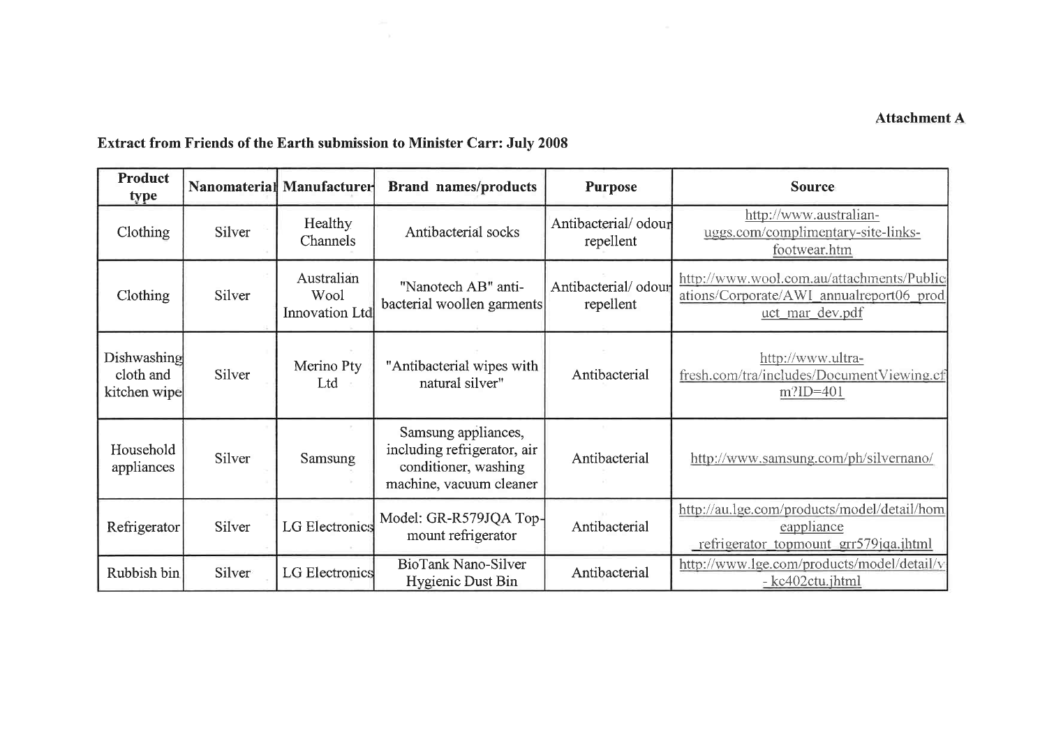**Attachment A**

**Extract from Friends of the Earth submission to Minister Carr: July 2008**

| Product type | Nanomaterial | Manufacturer | Brand names/products | Purpose | Source |
|---|---|---|---|---|---|
| Clothing | Silver | Healthy Channels | Antibacterial socks | Antibacterial/ odour repellent | http://www.australian-uggs.com/complimentary-site-links-footwear.htm |
| Clothing | Silver | Australian Wool Innovation Ltd | "Nanotech AB" anti-bacterial woollen garments | Antibacterial/ odour repellent | http://www.wool.com.au/attachments/Publications/Corporate/AWI_annualreport06_product_mar_dev.pdf |
| Dishwashing cloth and kitchen wipe | Silver | Merino Pty Ltd | "Antibacterial wipes with natural silver" | Antibacterial | http://www.ultra-fresh.com/tra/includes/DocumentViewing.cfm?ID=401 |
| Household appliances | Silver | Samsung | Samsung appliances, including refrigerator, air conditioner, washing machine, vacuum cleaner | Antibacterial | http://www.samsung.com/ph/silvernano/ |
| Refrigerator | Silver | LG Electronics | Model: GR-R579JQA Top-mount refrigerator | Antibacterial | http://au.lge.com/products/model/detail/homeappliance_refrigerator_topmount_grr579jqa.jhtml |
| Rubbish bin | Silver | LG Electronics | BioTank Nano-Silver Hygienic Dust Bin | Antibacterial | http://www.lge.com/products/model/detail/v-kc402ctu.jhtml |